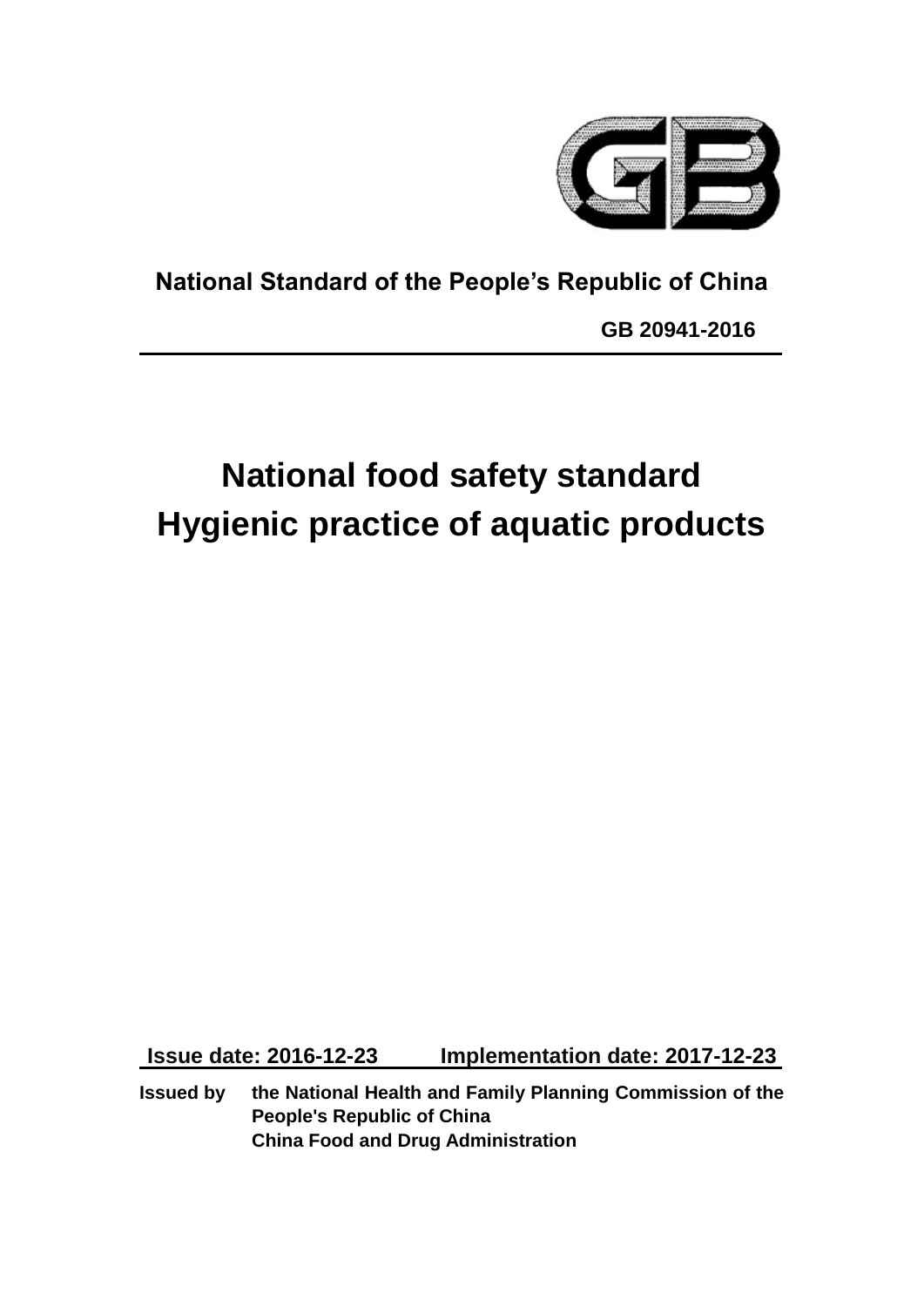**National Standard of the People's Republic of China**

**GB 20941-2016**

# National food safety standard
# Hygienic practice of aquatic products

**Issue date: 2016-12-23 Implementation date: 2017-12-23**

**Issued by the National Health and Family Planning Commission of the People's Republic of China**
**China Food and Drug Administration**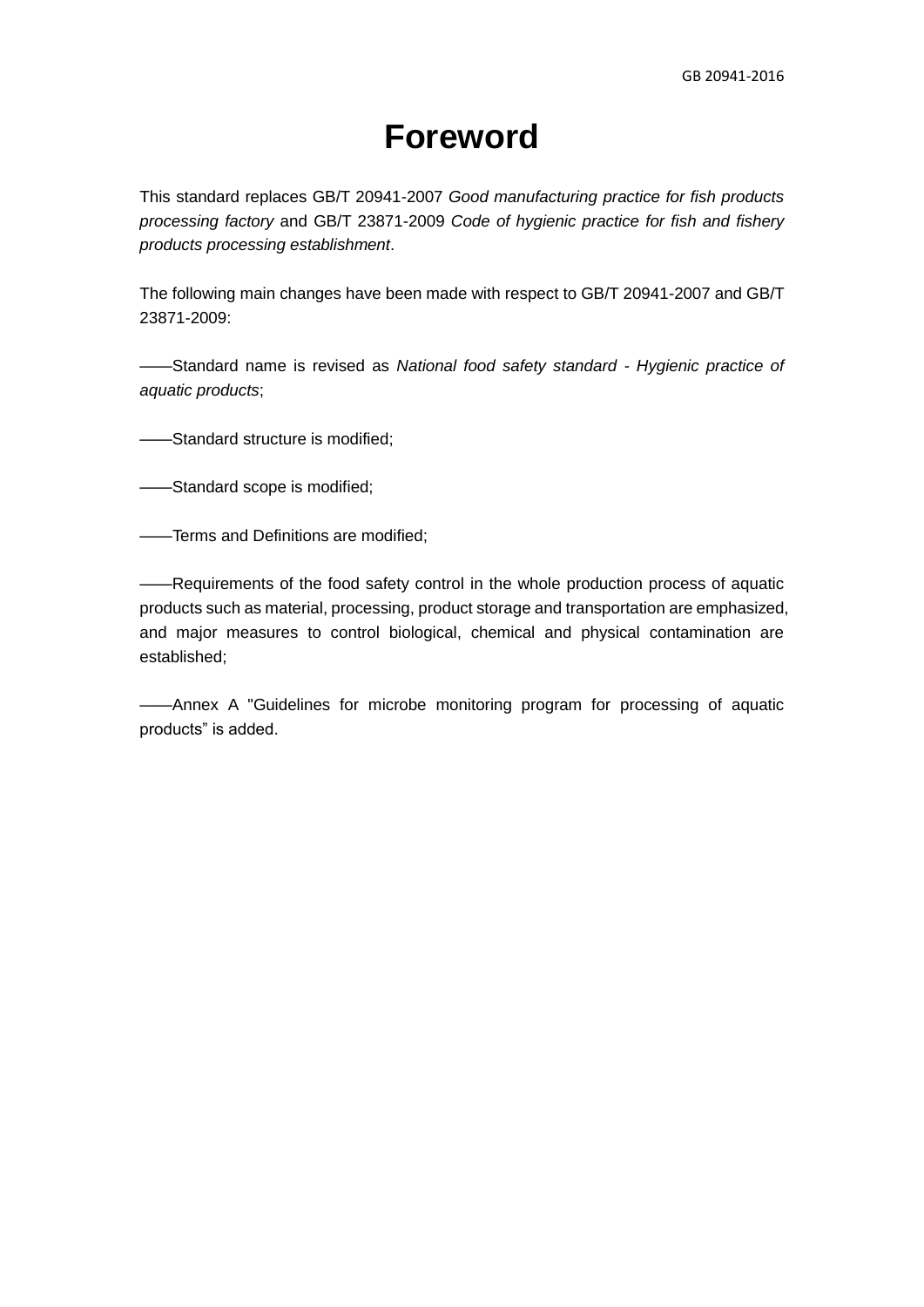# Foreword

This standard replaces GB/T 20941-2007 *Good manufacturing practice for fish products processing factory* and GB/T 23871-2009 *Code of hygienic practice for fish and fishery products processing establishment*.

The following main changes have been made with respect to GB/T 20941-2007 and GB/T 23871-2009:

——Standard name is revised as *National food safety standard - Hygienic practice of aquatic products*;

——Standard structure is modified;

——Standard scope is modified;

——Terms and Definitions are modified;

——Requirements of the food safety control in the whole production process of aquatic products such as material, processing, product storage and transportation are emphasized, and major measures to control biological, chemical and physical contamination are established;

——Annex A "Guidelines for microbe monitoring program for processing of aquatic products" is added.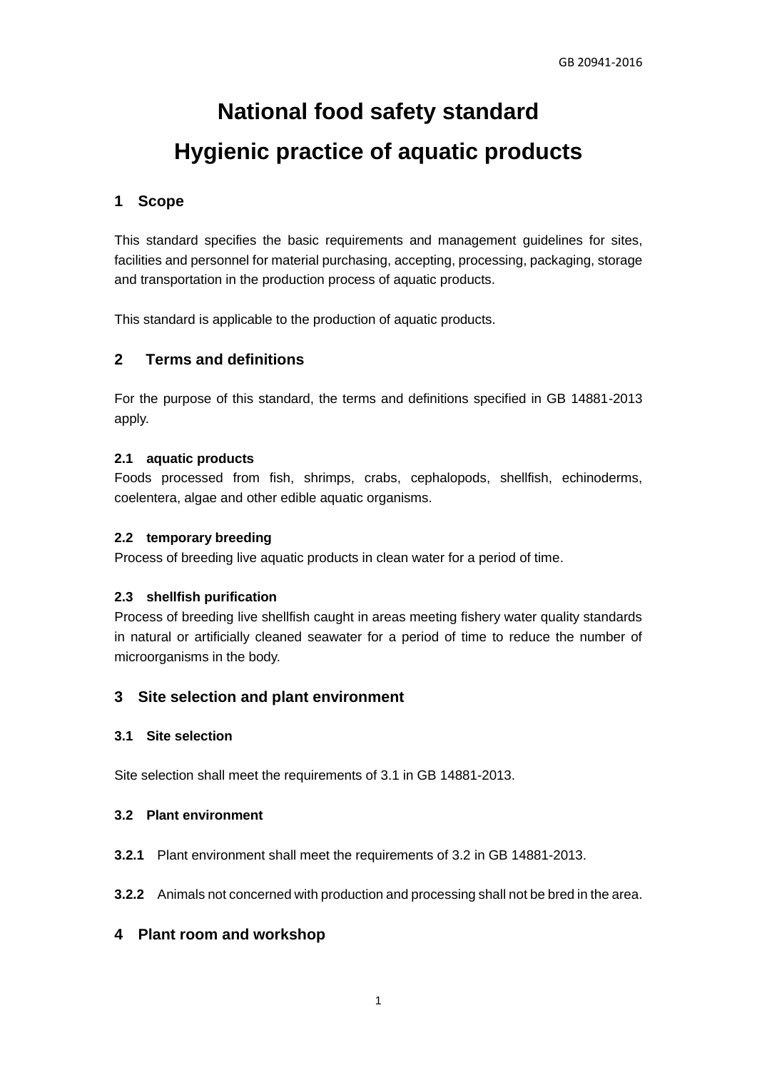# National food safety standard
# Hygienic practice of aquatic products

## 1 Scope

This standard specifies the basic requirements and management guidelines for sites, facilities and personnel for material purchasing, accepting, processing, packaging, storage and transportation in the production process of aquatic products.

This standard is applicable to the production of aquatic products.

## 2 Terms and definitions

For the purpose of this standard, the terms and definitions specified in GB 14881-2013 apply.

### 2.1 aquatic products

Foods processed from fish, shrimps, crabs, cephalopods, shellfish, echinoderms, coelentera, algae and other edible aquatic organisms.

### 2.2 temporary breeding

Process of breeding live aquatic products in clean water for a period of time.

### 2.3 shellfish purification

Process of breeding live shellfish caught in areas meeting fishery water quality standards in natural or artificially cleaned seawater for a period of time to reduce the number of microorganisms in the body.

## 3 Site selection and plant environment

### 3.1 Site selection

Site selection shall meet the requirements of 3.1 in GB 14881-2013.

### 3.2 Plant environment

**3.2.1** Plant environment shall meet the requirements of 3.2 in GB 14881-2013.

**3.2.2** Animals not concerned with production and processing shall not be bred in the area.

## 4 Plant room and workshop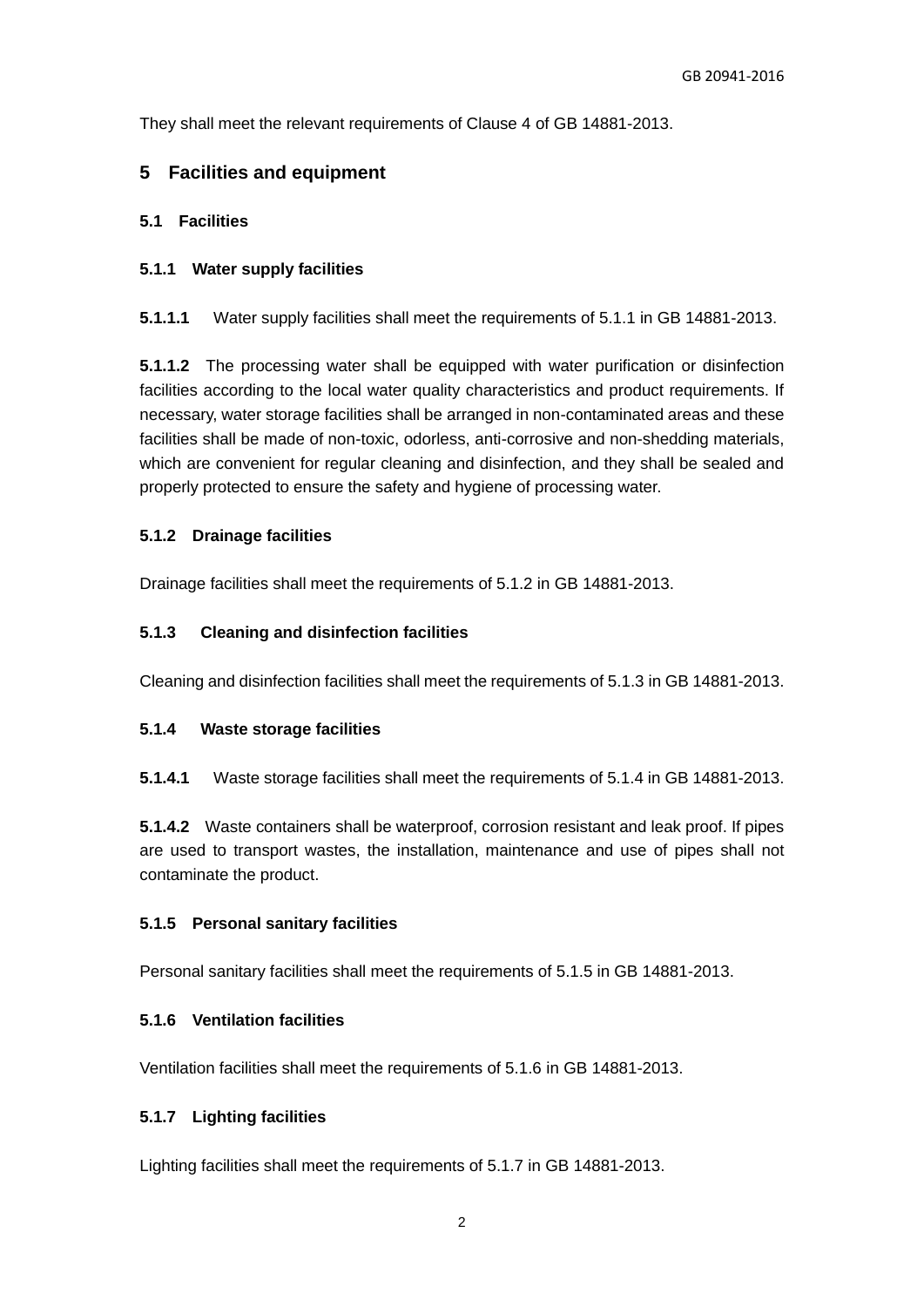They shall meet the relevant requirements of Clause 4 of GB 14881-2013.

## 5 Facilities and equipment

### 5.1 Facilities

#### 5.1.1 Water supply facilities

**5.1.1.1** Water supply facilities shall meet the requirements of 5.1.1 in GB 14881-2013.

**5.1.1.2** The processing water shall be equipped with water purification or disinfection facilities according to the local water quality characteristics and product requirements. If necessary, water storage facilities shall be arranged in non-contaminated areas and these facilities shall be made of non-toxic, odorless, anti-corrosive and non-shedding materials, which are convenient for regular cleaning and disinfection, and they shall be sealed and properly protected to ensure the safety and hygiene of processing water.

#### 5.1.2 Drainage facilities

Drainage facilities shall meet the requirements of 5.1.2 in GB 14881-2013.

#### 5.1.3 Cleaning and disinfection facilities

Cleaning and disinfection facilities shall meet the requirements of 5.1.3 in GB 14881-2013.

#### 5.1.4 Waste storage facilities

**5.1.4.1** Waste storage facilities shall meet the requirements of 5.1.4 in GB 14881-2013.

**5.1.4.2** Waste containers shall be waterproof, corrosion resistant and leak proof. If pipes are used to transport wastes, the installation, maintenance and use of pipes shall not contaminate the product.

#### 5.1.5 Personal sanitary facilities

Personal sanitary facilities shall meet the requirements of 5.1.5 in GB 14881-2013.

#### 5.1.6 Ventilation facilities

Ventilation facilities shall meet the requirements of 5.1.6 in GB 14881-2013.

#### 5.1.7 Lighting facilities

Lighting facilities shall meet the requirements of 5.1.7 in GB 14881-2013.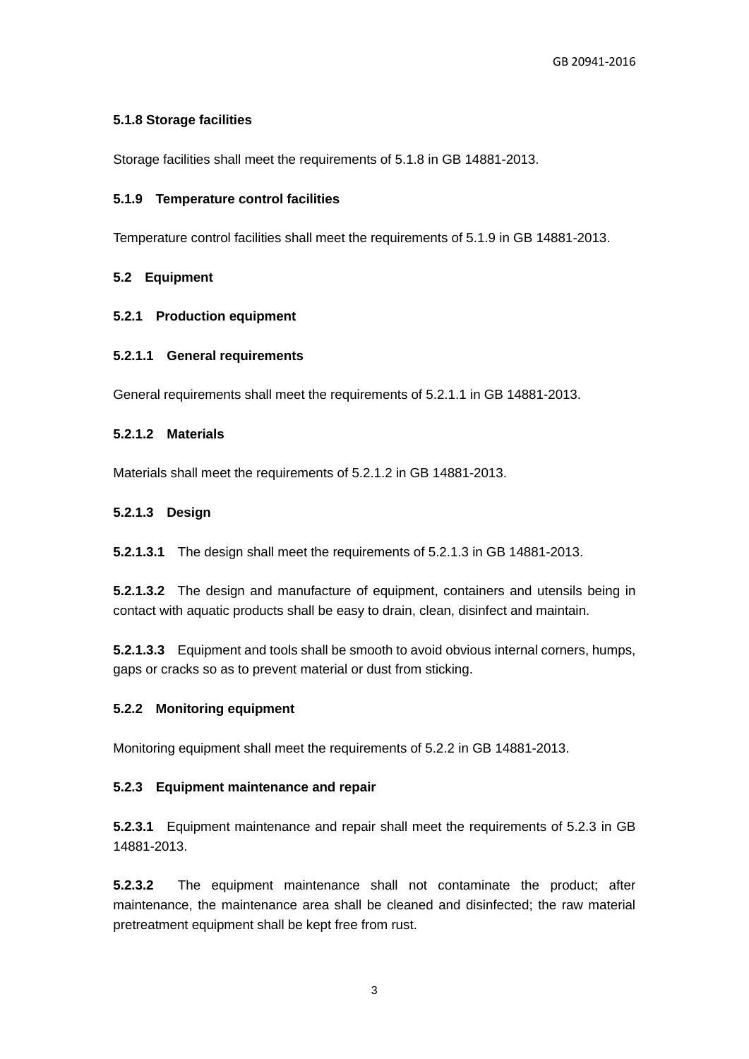#### 5.1.8 Storage facilities

Storage facilities shall meet the requirements of 5.1.8 in GB 14881-2013.

#### 5.1.9 Temperature control facilities

Temperature control facilities shall meet the requirements of 5.1.9 in GB 14881-2013.

### 5.2 Equipment

#### 5.2.1 Production equipment

##### 5.2.1.1 General requirements

General requirements shall meet the requirements of 5.2.1.1 in GB 14881-2013.

##### 5.2.1.2 Materials

Materials shall meet the requirements of 5.2.1.2 in GB 14881-2013.

##### 5.2.1.3 Design

**5.2.1.3.1** The design shall meet the requirements of 5.2.1.3 in GB 14881-2013.

**5.2.1.3.2** The design and manufacture of equipment, containers and utensils being in contact with aquatic products shall be easy to drain, clean, disinfect and maintain.

**5.2.1.3.3** Equipment and tools shall be smooth to avoid obvious internal corners, humps, gaps or cracks so as to prevent material or dust from sticking.

#### 5.2.2 Monitoring equipment

Monitoring equipment shall meet the requirements of 5.2.2 in GB 14881-2013.

#### 5.2.3 Equipment maintenance and repair

**5.2.3.1** Equipment maintenance and repair shall meet the requirements of 5.2.3 in GB 14881-2013.

**5.2.3.2** The equipment maintenance shall not contaminate the product; after maintenance, the maintenance area shall be cleaned and disinfected; the raw material pretreatment equipment shall be kept free from rust.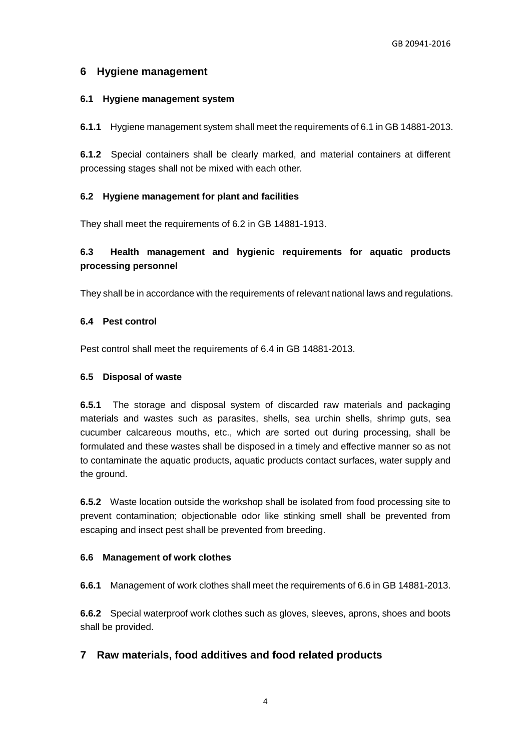## 6 Hygiene management

### 6.1 Hygiene management system

**6.1.1** Hygiene management system shall meet the requirements of 6.1 in GB 14881-2013.

**6.1.2** Special containers shall be clearly marked, and material containers at different processing stages shall not be mixed with each other.

### 6.2 Hygiene management for plant and facilities

They shall meet the requirements of 6.2 in GB 14881-1913.

### 6.3 Health management and hygienic requirements for aquatic products processing personnel

They shall be in accordance with the requirements of relevant national laws and regulations.

### 6.4 Pest control

Pest control shall meet the requirements of 6.4 in GB 14881-2013.

### 6.5 Disposal of waste

**6.5.1** The storage and disposal system of discarded raw materials and packaging materials and wastes such as parasites, shells, sea urchin shells, shrimp guts, sea cucumber calcareous mouths, etc., which are sorted out during processing, shall be formulated and these wastes shall be disposed in a timely and effective manner so as not to contaminate the aquatic products, aquatic products contact surfaces, water supply and the ground.

**6.5.2** Waste location outside the workshop shall be isolated from food processing site to prevent contamination; objectionable odor like stinking smell shall be prevented from escaping and insect pest shall be prevented from breeding.

### 6.6 Management of work clothes

**6.6.1** Management of work clothes shall meet the requirements of 6.6 in GB 14881-2013.

**6.6.2** Special waterproof work clothes such as gloves, sleeves, aprons, shoes and boots shall be provided.

## 7 Raw materials, food additives and food related products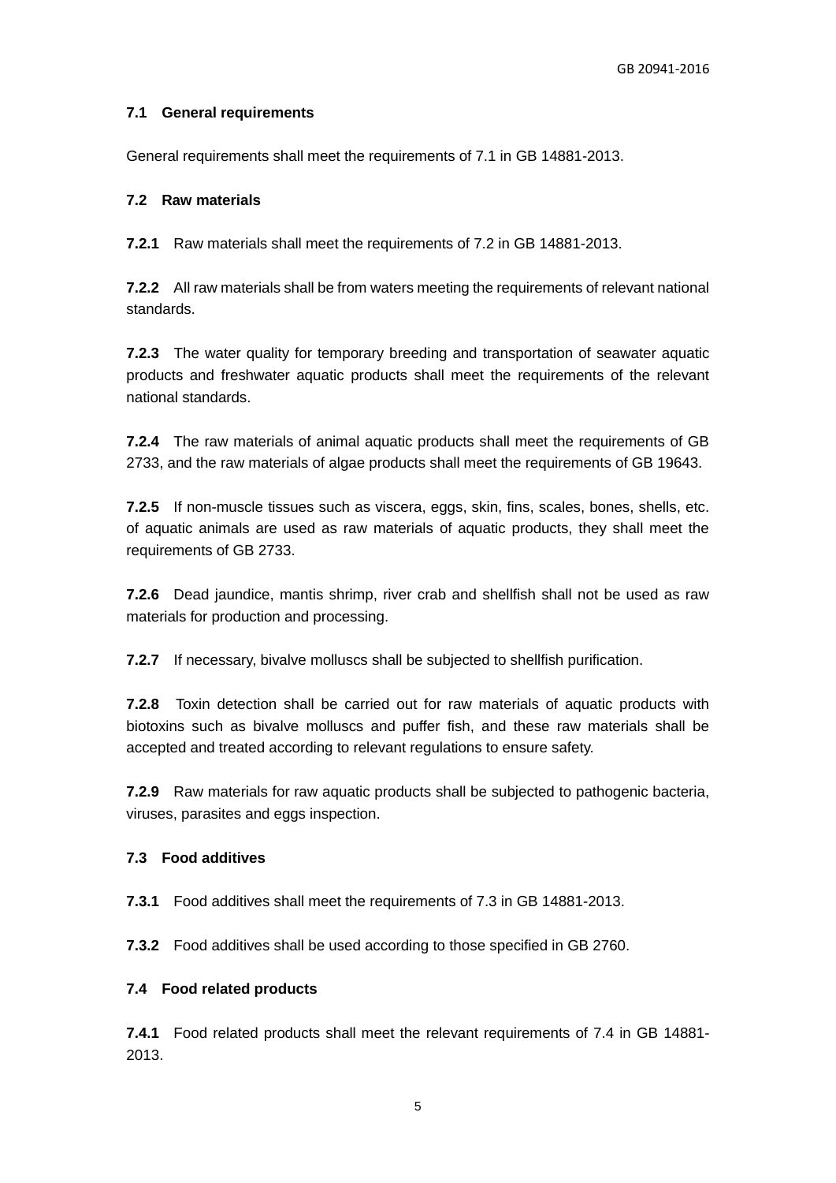### 7.1 General requirements

General requirements shall meet the requirements of 7.1 in GB 14881-2013.

### 7.2 Raw materials

**7.2.1** Raw materials shall meet the requirements of 7.2 in GB 14881-2013.

**7.2.2** All raw materials shall be from waters meeting the requirements of relevant national standards.

**7.2.3** The water quality for temporary breeding and transportation of seawater aquatic products and freshwater aquatic products shall meet the requirements of the relevant national standards.

**7.2.4** The raw materials of animal aquatic products shall meet the requirements of GB 2733, and the raw materials of algae products shall meet the requirements of GB 19643.

**7.2.5** If non-muscle tissues such as viscera, eggs, skin, fins, scales, bones, shells, etc. of aquatic animals are used as raw materials of aquatic products, they shall meet the requirements of GB 2733.

**7.2.6** Dead jaundice, mantis shrimp, river crab and shellfish shall not be used as raw materials for production and processing.

**7.2.7** If necessary, bivalve molluscs shall be subjected to shellfish purification.

**7.2.8** Toxin detection shall be carried out for raw materials of aquatic products with biotoxins such as bivalve molluscs and puffer fish, and these raw materials shall be accepted and treated according to relevant regulations to ensure safety.

**7.2.9** Raw materials for raw aquatic products shall be subjected to pathogenic bacteria, viruses, parasites and eggs inspection.

### 7.3 Food additives

**7.3.1** Food additives shall meet the requirements of 7.3 in GB 14881-2013.

**7.3.2** Food additives shall be used according to those specified in GB 2760.

### 7.4 Food related products

**7.4.1** Food related products shall meet the relevant requirements of 7.4 in GB 14881-2013.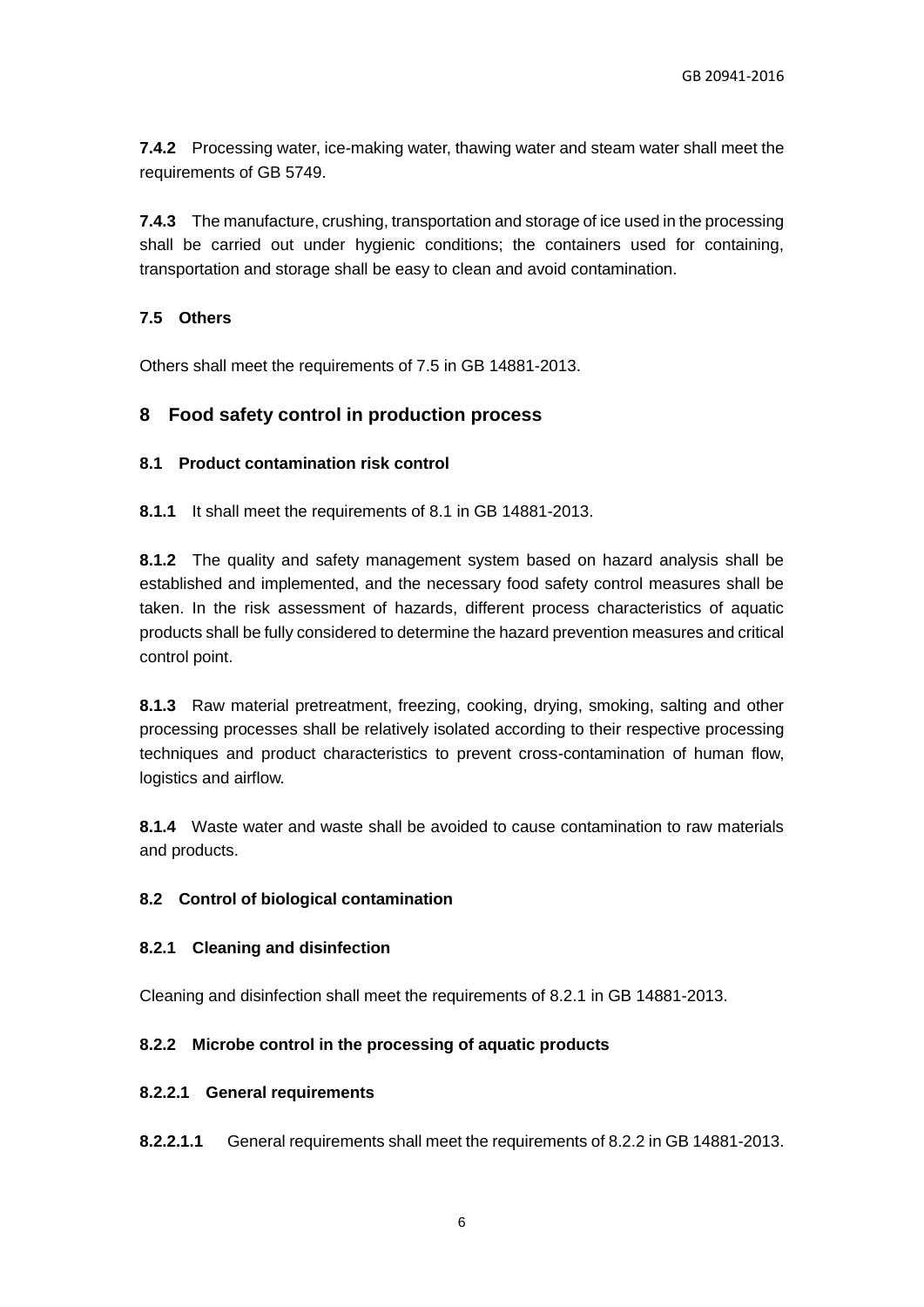**7.4.2** Processing water, ice-making water, thawing water and steam water shall meet the requirements of GB 5749.

**7.4.3** The manufacture, crushing, transportation and storage of ice used in the processing shall be carried out under hygienic conditions; the containers used for containing, transportation and storage shall be easy to clean and avoid contamination.

### 7.5 Others

Others shall meet the requirements of 7.5 in GB 14881-2013.

## 8 Food safety control in production process

### 8.1 Product contamination risk control

**8.1.1** It shall meet the requirements of 8.1 in GB 14881-2013.

**8.1.2** The quality and safety management system based on hazard analysis shall be established and implemented, and the necessary food safety control measures shall be taken. In the risk assessment of hazards, different process characteristics of aquatic products shall be fully considered to determine the hazard prevention measures and critical control point.

**8.1.3** Raw material pretreatment, freezing, cooking, drying, smoking, salting and other processing processes shall be relatively isolated according to their respective processing techniques and product characteristics to prevent cross-contamination of human flow, logistics and airflow.

**8.1.4** Waste water and waste shall be avoided to cause contamination to raw materials and products.

### 8.2 Control of biological contamination

#### 8.2.1 Cleaning and disinfection

Cleaning and disinfection shall meet the requirements of 8.2.1 in GB 14881-2013.

#### 8.2.2 Microbe control in the processing of aquatic products

##### 8.2.2.1 General requirements

**8.2.2.1.1** General requirements shall meet the requirements of 8.2.2 in GB 14881-2013.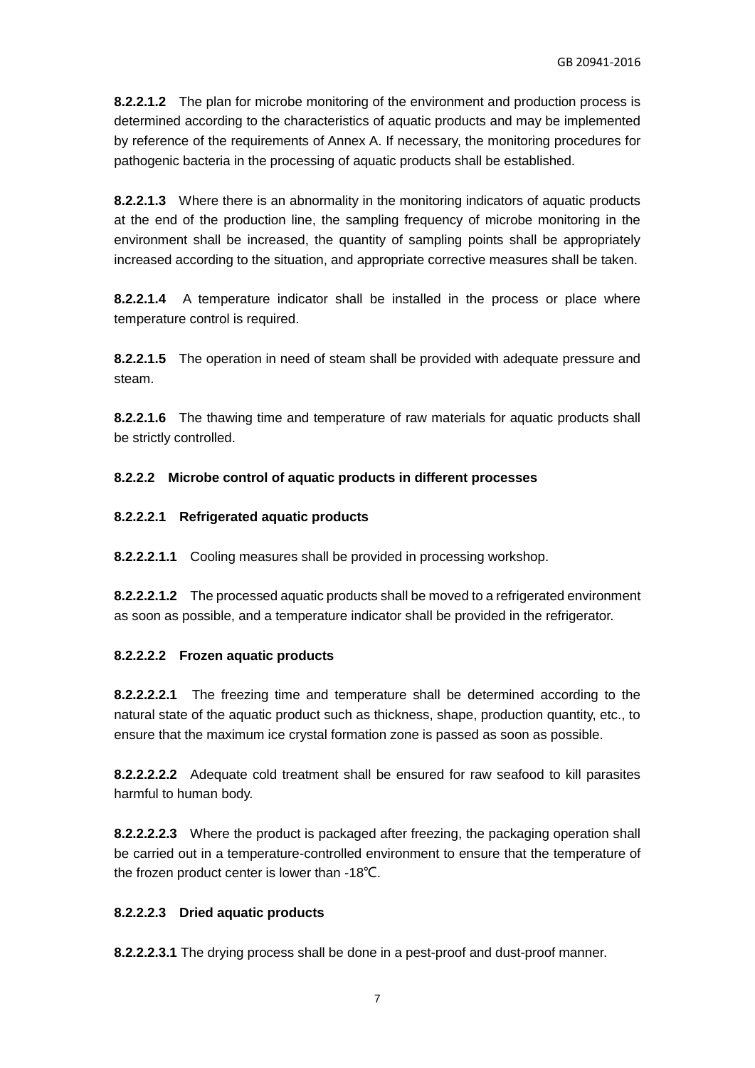**8.2.2.1.2** The plan for microbe monitoring of the environment and production process is determined according to the characteristics of aquatic products and may be implemented by reference of the requirements of Annex A. If necessary, the monitoring procedures for pathogenic bacteria in the processing of aquatic products shall be established.

**8.2.2.1.3** Where there is an abnormality in the monitoring indicators of aquatic products at the end of the production line, the sampling frequency of microbe monitoring in the environment shall be increased, the quantity of sampling points shall be appropriately increased according to the situation, and appropriate corrective measures shall be taken.

**8.2.2.1.4** A temperature indicator shall be installed in the process or place where temperature control is required.

**8.2.2.1.5** The operation in need of steam shall be provided with adequate pressure and steam.

**8.2.2.1.6** The thawing time and temperature of raw materials for aquatic products shall be strictly controlled.

**8.2.2.2 Microbe control of aquatic products in different processes**

**8.2.2.2.1 Refrigerated aquatic products**

**8.2.2.2.1.1** Cooling measures shall be provided in processing workshop.

**8.2.2.2.1.2** The processed aquatic products shall be moved to a refrigerated environment as soon as possible, and a temperature indicator shall be provided in the refrigerator.

**8.2.2.2.2 Frozen aquatic products**

**8.2.2.2.2.1** The freezing time and temperature shall be determined according to the natural state of the aquatic product such as thickness, shape, production quantity, etc., to ensure that the maximum ice crystal formation zone is passed as soon as possible.

**8.2.2.2.2.2** Adequate cold treatment shall be ensured for raw seafood to kill parasites harmful to human body.

**8.2.2.2.2.3** Where the product is packaged after freezing, the packaging operation shall be carried out in a temperature-controlled environment to ensure that the temperature of the frozen product center is lower than -18℃.

**8.2.2.2.3 Dried aquatic products**

**8.2.2.2.3.1** The drying process shall be done in a pest-proof and dust-proof manner.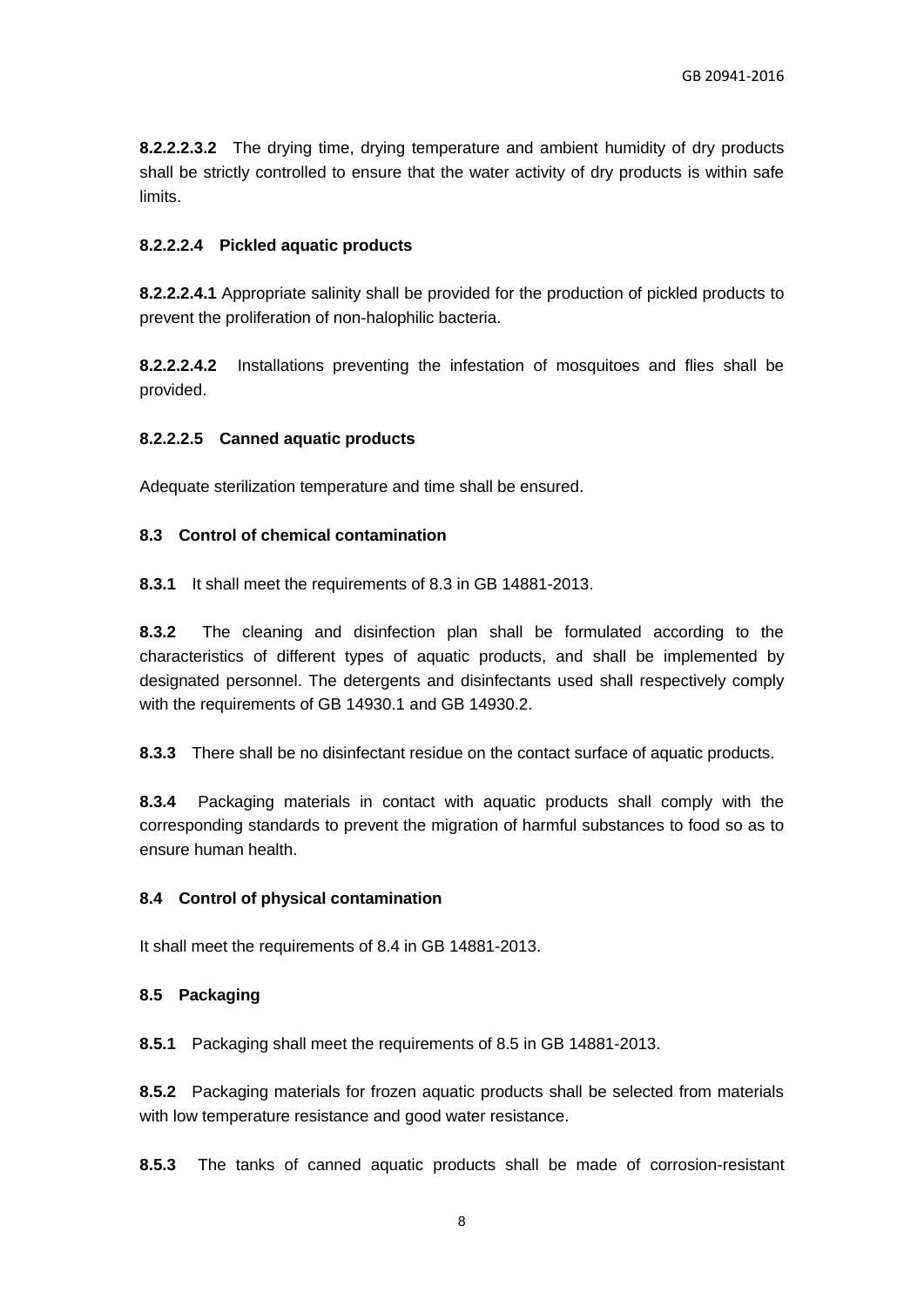**8.2.2.2.3.2** The drying time, drying temperature and ambient humidity of dry products shall be strictly controlled to ensure that the water activity of dry products is within safe limits.

**8.2.2.2.4 Pickled aquatic products**

**8.2.2.2.4.1** Appropriate salinity shall be provided for the production of pickled products to prevent the proliferation of non-halophilic bacteria.

**8.2.2.2.4.2** Installations preventing the infestation of mosquitoes and flies shall be provided.

**8.2.2.2.5 Canned aquatic products**

Adequate sterilization temperature and time shall be ensured.

**8.3 Control of chemical contamination**

**8.3.1** It shall meet the requirements of 8.3 in GB 14881-2013.

**8.3.2** The cleaning and disinfection plan shall be formulated according to the characteristics of different types of aquatic products, and shall be implemented by designated personnel. The detergents and disinfectants used shall respectively comply with the requirements of GB 14930.1 and GB 14930.2.

**8.3.3** There shall be no disinfectant residue on the contact surface of aquatic products.

**8.3.4** Packaging materials in contact with aquatic products shall comply with the corresponding standards to prevent the migration of harmful substances to food so as to ensure human health.

**8.4 Control of physical contamination**

It shall meet the requirements of 8.4 in GB 14881-2013.

**8.5 Packaging**

**8.5.1** Packaging shall meet the requirements of 8.5 in GB 14881-2013.

**8.5.2** Packaging materials for frozen aquatic products shall be selected from materials with low temperature resistance and good water resistance.

**8.5.3** The tanks of canned aquatic products shall be made of corrosion-resistant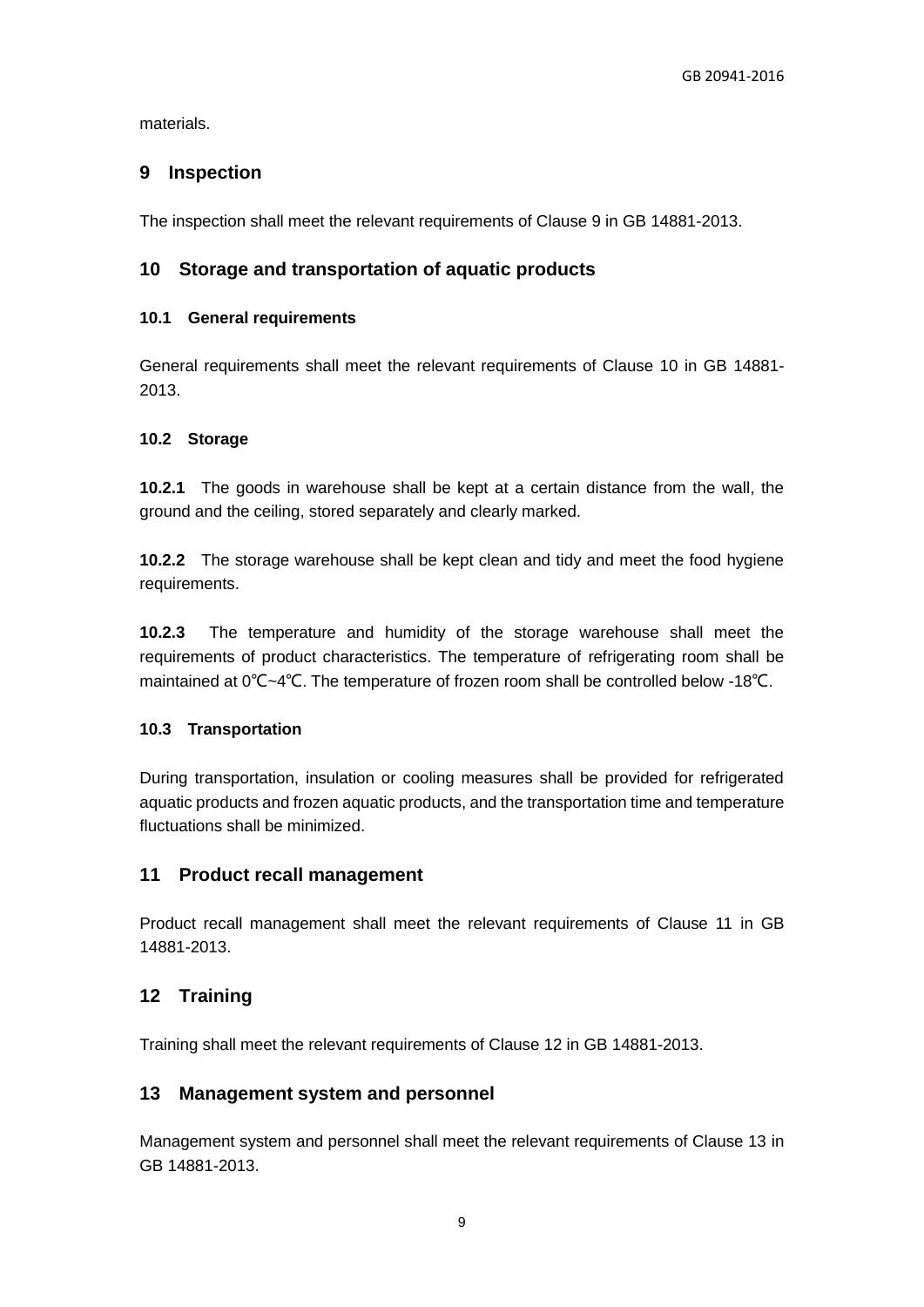materials.

## 9 Inspection

The inspection shall meet the relevant requirements of Clause 9 in GB 14881-2013.

## 10 Storage and transportation of aquatic products

### 10.1 General requirements

General requirements shall meet the relevant requirements of Clause 10 in GB 14881-2013.

### 10.2 Storage

**10.2.1** The goods in warehouse shall be kept at a certain distance from the wall, the ground and the ceiling, stored separately and clearly marked.

**10.2.2** The storage warehouse shall be kept clean and tidy and meet the food hygiene requirements.

**10.2.3** The temperature and humidity of the storage warehouse shall meet the requirements of product characteristics. The temperature of refrigerating room shall be maintained at 0℃~4℃. The temperature of frozen room shall be controlled below -18℃.

### 10.3 Transportation

During transportation, insulation or cooling measures shall be provided for refrigerated aquatic products and frozen aquatic products, and the transportation time and temperature fluctuations shall be minimized.

## 11 Product recall management

Product recall management shall meet the relevant requirements of Clause 11 in GB 14881-2013.

## 12 Training

Training shall meet the relevant requirements of Clause 12 in GB 14881-2013.

## 13 Management system and personnel

Management system and personnel shall meet the relevant requirements of Clause 13 in GB 14881-2013.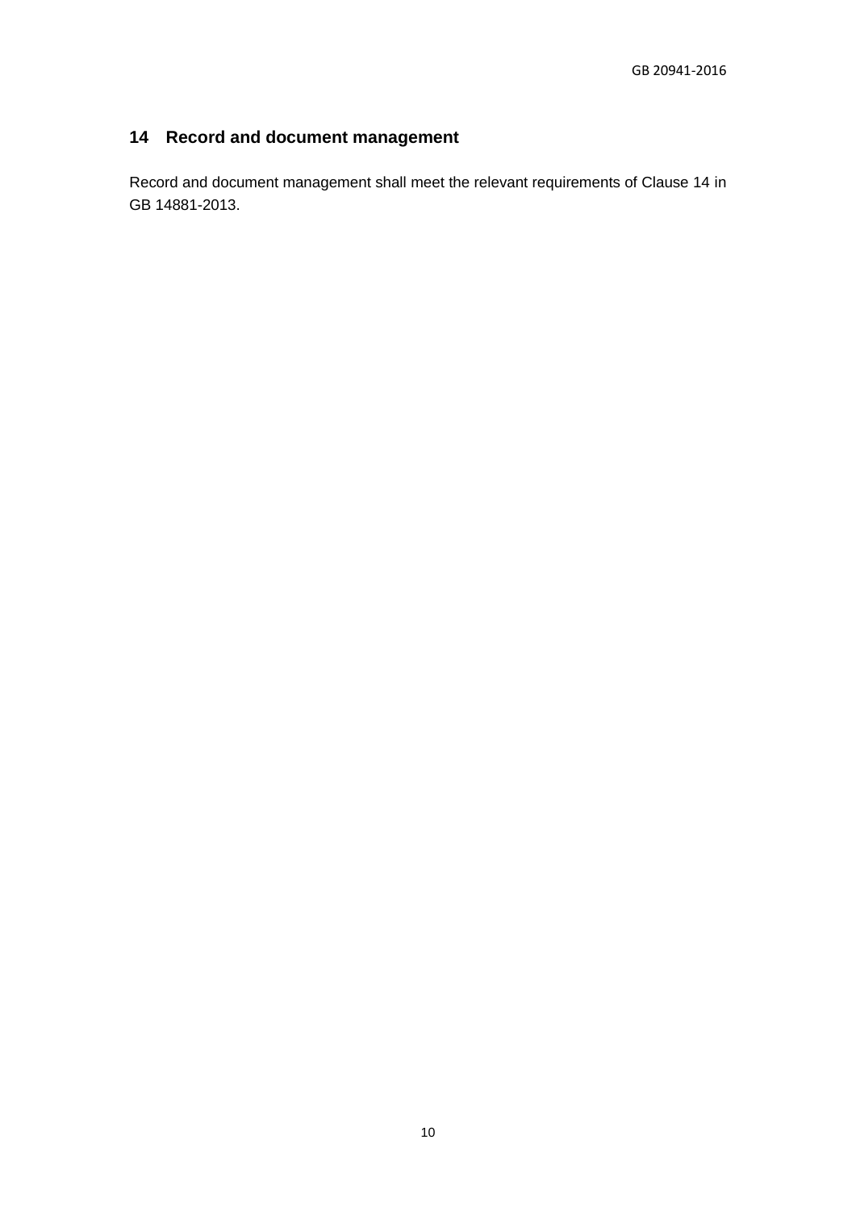## 14 Record and document management

Record and document management shall meet the relevant requirements of Clause 14 in GB 14881-2013.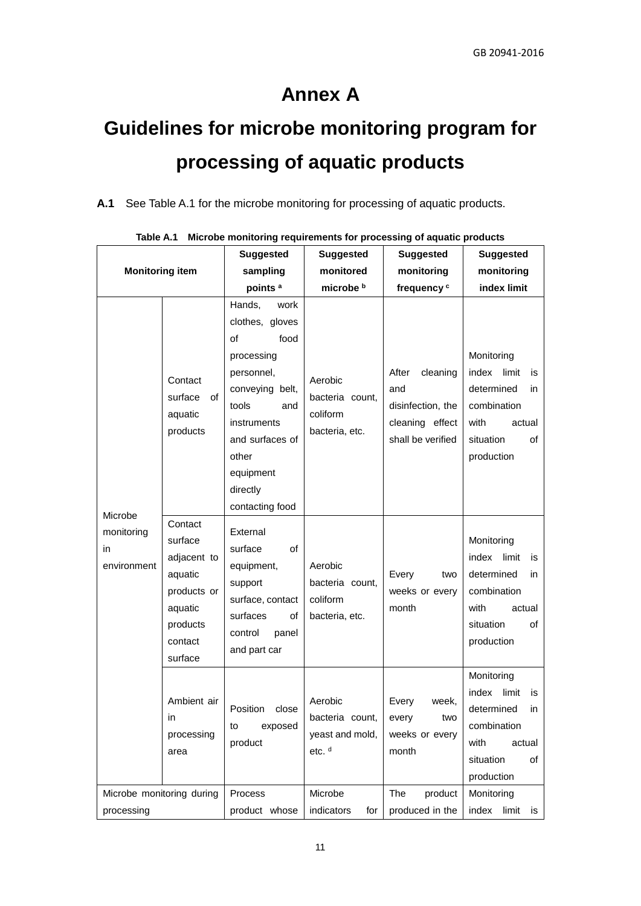# Annex A

# Guidelines for microbe monitoring program for processing of aquatic products

**A.1** See Table A.1 for the microbe monitoring for processing of aquatic products.

**Table A.1 Microbe monitoring requirements for processing of aquatic products**

| Monitoring item | | Suggested sampling points [a] | Suggested monitored microbe [b] | Suggested monitoring frequency [c] | Suggested monitoring index limit |
|---|---|---|---|---|---|
| Microbe monitoring in environment | Contact surface of aquatic products | Hands, work clothes, gloves of food processing personnel, conveying belt, tools and instruments and surfaces of other equipment directly contacting food | Aerobic bacteria count, coliform bacteria, etc. | After cleaning and disinfection, the cleaning effect shall be verified | Monitoring index limit is determined in combination with actual situation of production |
| | Contact surface adjacent to aquatic products or aquatic products contact surface | External surface of equipment, support surface, contact surfaces of control panel and part car | Aerobic bacteria count, coliform bacteria, etc. | Every two weeks or every month | Monitoring index limit is determined in combination with actual situation of production |
| | Ambient air in processing area | Position close to exposed product | Aerobic bacteria count, yeast and mold, etc. [d] | Every week, every two weeks or every month | Monitoring index limit is determined in combination with actual situation of production |
| Microbe monitoring during processing | | Process product whose | Microbe indicators for | The product produced in the | Monitoring index limit is |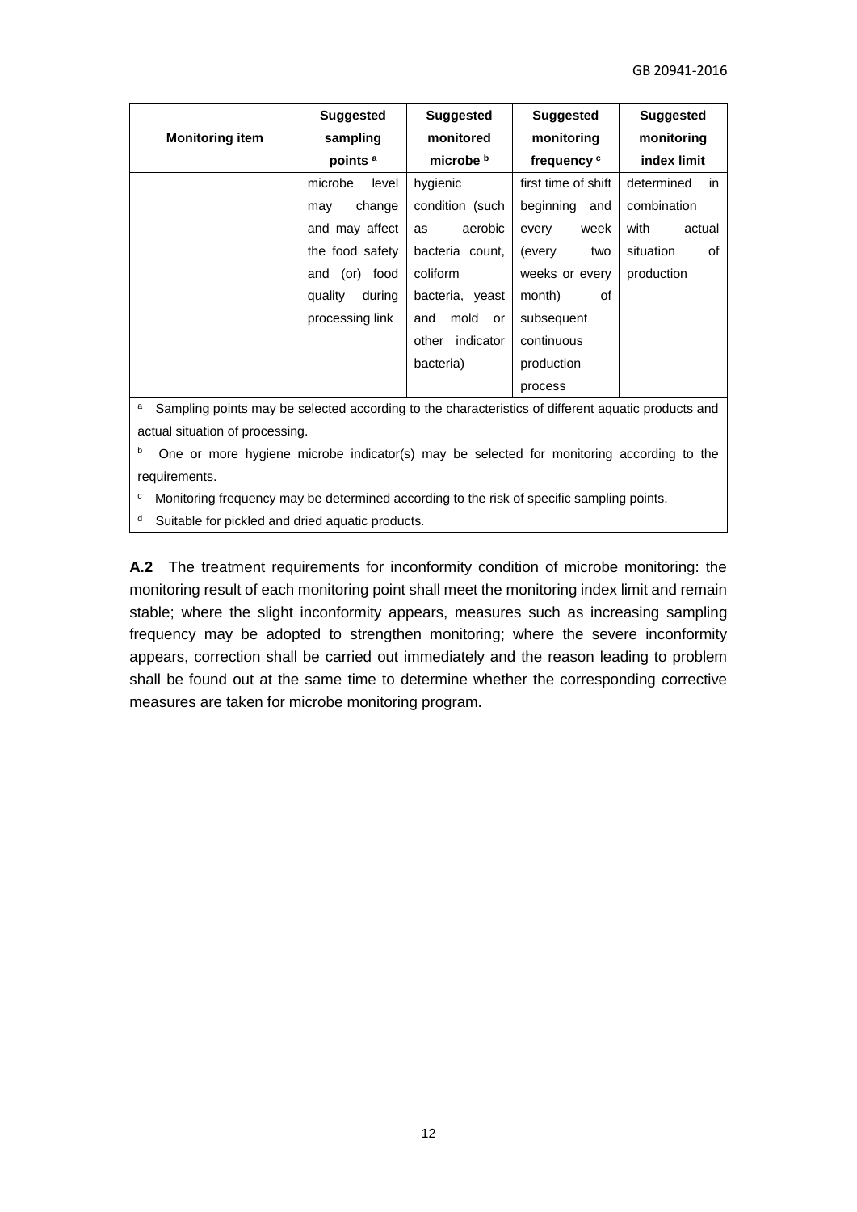| Monitoring item | Suggested sampling points [a] | Suggested monitored microbe [b] | Suggested monitoring frequency [c] | Suggested monitoring index limit |
|---|---|---|---|---|
| | microbe level may change and may affect the food safety and (or) food quality during processing link | hygienic condition (such as aerobic bacteria count, coliform bacteria, yeast and mold or other indicator bacteria) | first time of shift beginning and every week (every two weeks or every month) of subsequent continuous production process | determined in combination with actual situation of production |

[a] Sampling points may be selected according to the characteristics of different aquatic products and actual situation of processing.

[b] One or more hygiene microbe indicator(s) may be selected for monitoring according to the requirements.

[c] Monitoring frequency may be determined according to the risk of specific sampling points.

[d] Suitable for pickled and dried aquatic products.

**A.2** The treatment requirements for inconformity condition of microbe monitoring: the monitoring result of each monitoring point shall meet the monitoring index limit and remain stable; where the slight inconformity appears, measures such as increasing sampling frequency may be adopted to strengthen monitoring; where the severe inconformity appears, correction shall be carried out immediately and the reason leading to problem shall be found out at the same time to determine whether the corresponding corrective measures are taken for microbe monitoring program.